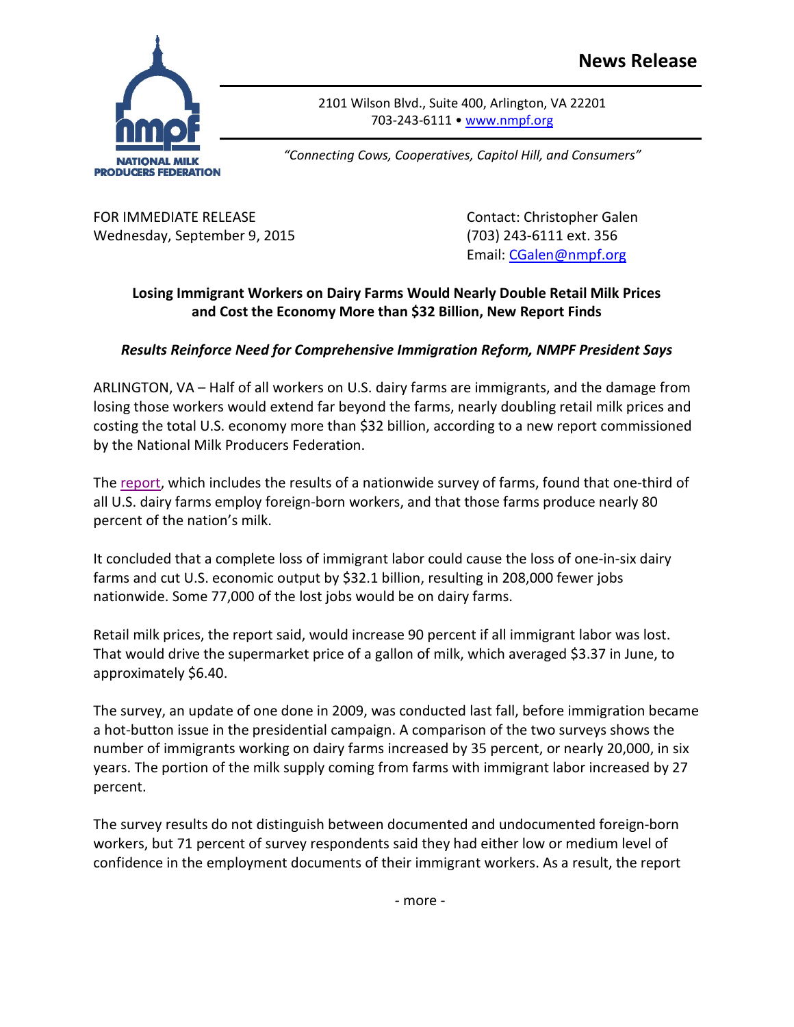# News Release

NATIONAL MILK PRODUCERS FEDERATION

2101 Wilson Blvd., Suite 400, Arlington, VA 22201
703-243-6111 • www.nmpf.org

*"Connecting Cows, Cooperatives, Capitol Hill, and Consumers"*

FOR IMMEDIATE RELEASE
Wednesday, September 9, 2015

Contact: Christopher Galen
(703) 243-6111 ext. 356
Email: CGalen@nmpf.org

**Losing Immigrant Workers on Dairy Farms Would Nearly Double Retail Milk Prices and Cost the Economy More than $32 Billion, New Report Finds**

***Results Reinforce Need for Comprehensive Immigration Reform, NMPF President Says***

ARLINGTON, VA – Half of all workers on U.S. dairy farms are immigrants, and the damage from losing those workers would extend far beyond the farms, nearly doubling retail milk prices and costing the total U.S. economy more than $32 billion, according to a new report commissioned by the National Milk Producers Federation.

The report, which includes the results of a nationwide survey of farms, found that one-third of all U.S. dairy farms employ foreign-born workers, and that those farms produce nearly 80 percent of the nation's milk.

It concluded that a complete loss of immigrant labor could cause the loss of one-in-six dairy farms and cut U.S. economic output by $32.1 billion, resulting in 208,000 fewer jobs nationwide. Some 77,000 of the lost jobs would be on dairy farms.

Retail milk prices, the report said, would increase 90 percent if all immigrant labor was lost. That would drive the supermarket price of a gallon of milk, which averaged $3.37 in June, to approximately $6.40.

The survey, an update of one done in 2009, was conducted last fall, before immigration became a hot-button issue in the presidential campaign. A comparison of the two surveys shows the number of immigrants working on dairy farms increased by 35 percent, or nearly 20,000, in six years. The portion of the milk supply coming from farms with immigrant labor increased by 27 percent.

The survey results do not distinguish between documented and undocumented foreign-born workers, but 71 percent of survey respondents said they had either low or medium level of confidence in the employment documents of their immigrant workers. As a result, the report

- more -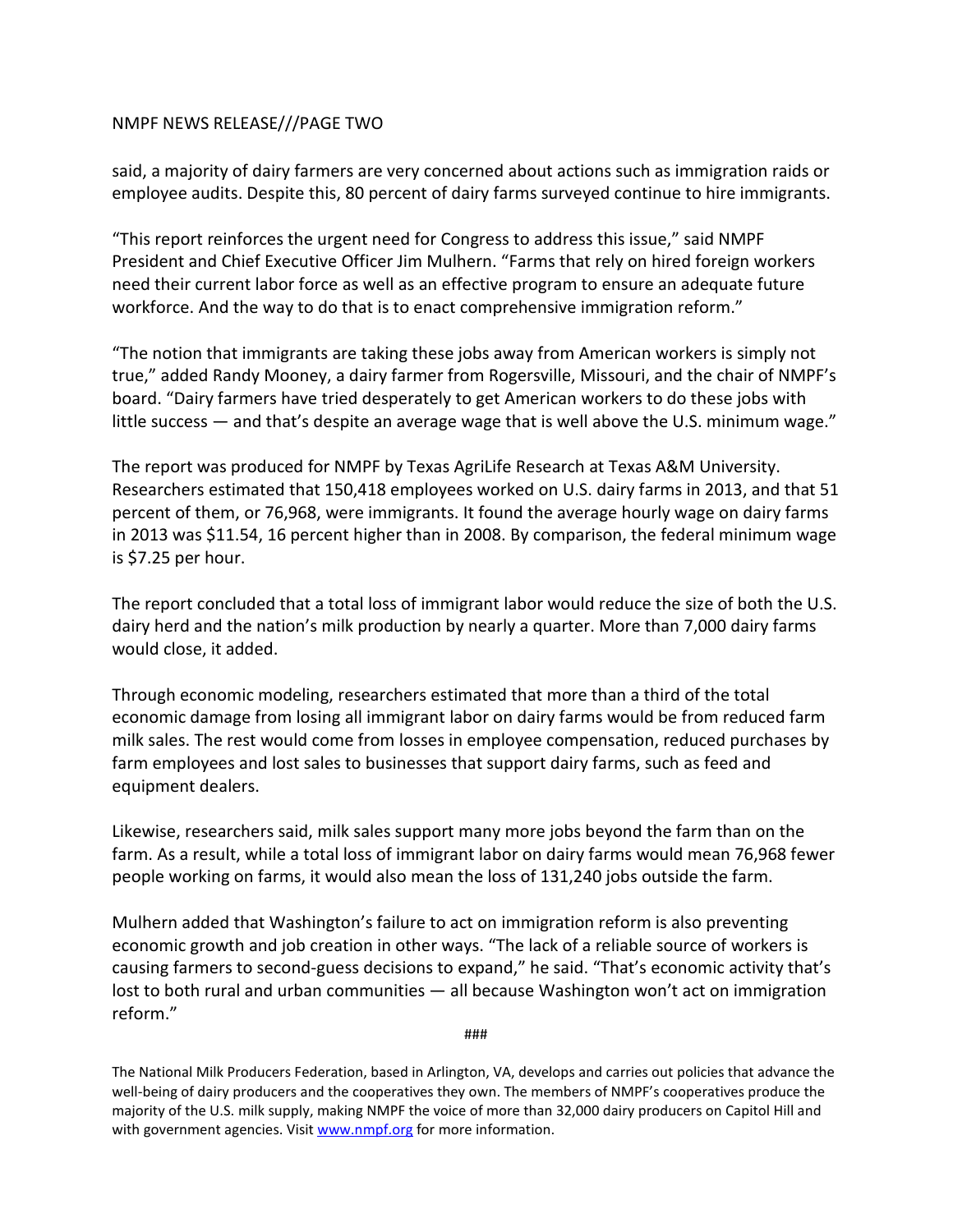said, a majority of dairy farmers are very concerned about actions such as immigration raids or employee audits. Despite this, 80 percent of dairy farms surveyed continue to hire immigrants.

"This report reinforces the urgent need for Congress to address this issue," said NMPF President and Chief Executive Officer Jim Mulhern. "Farms that rely on hired foreign workers need their current labor force as well as an effective program to ensure an adequate future workforce. And the way to do that is to enact comprehensive immigration reform."

"The notion that immigrants are taking these jobs away from American workers is simply not true," added Randy Mooney, a dairy farmer from Rogersville, Missouri, and the chair of NMPF's board. "Dairy farmers have tried desperately to get American workers to do these jobs with little success — and that's despite an average wage that is well above the U.S. minimum wage."

The report was produced for NMPF by Texas AgriLife Research at Texas A&M University. Researchers estimated that 150,418 employees worked on U.S. dairy farms in 2013, and that 51 percent of them, or 76,968, were immigrants. It found the average hourly wage on dairy farms in 2013 was $11.54, 16 percent higher than in 2008. By comparison, the federal minimum wage is $7.25 per hour.

The report concluded that a total loss of immigrant labor would reduce the size of both the U.S. dairy herd and the nation's milk production by nearly a quarter. More than 7,000 dairy farms would close, it added.

Through economic modeling, researchers estimated that more than a third of the total economic damage from losing all immigrant labor on dairy farms would be from reduced farm milk sales. The rest would come from losses in employee compensation, reduced purchases by farm employees and lost sales to businesses that support dairy farms, such as feed and equipment dealers.

Likewise, researchers said, milk sales support many more jobs beyond the farm than on the farm. As a result, while a total loss of immigrant labor on dairy farms would mean 76,968 fewer people working on farms, it would also mean the loss of 131,240 jobs outside the farm.

Mulhern added that Washington's failure to act on immigration reform is also preventing economic growth and job creation in other ways. "The lack of a reliable source of workers is causing farmers to second-guess decisions to expand," he said. "That's economic activity that's lost to both rural and urban communities — all because Washington won't act on immigration reform."

###

The National Milk Producers Federation, based in Arlington, VA, develops and carries out policies that advance the well-being of dairy producers and the cooperatives they own. The members of NMPF's cooperatives produce the majority of the U.S. milk supply, making NMPF the voice of more than 32,000 dairy producers on Capitol Hill and with government agencies. Visit www.nmpf.org for more information.